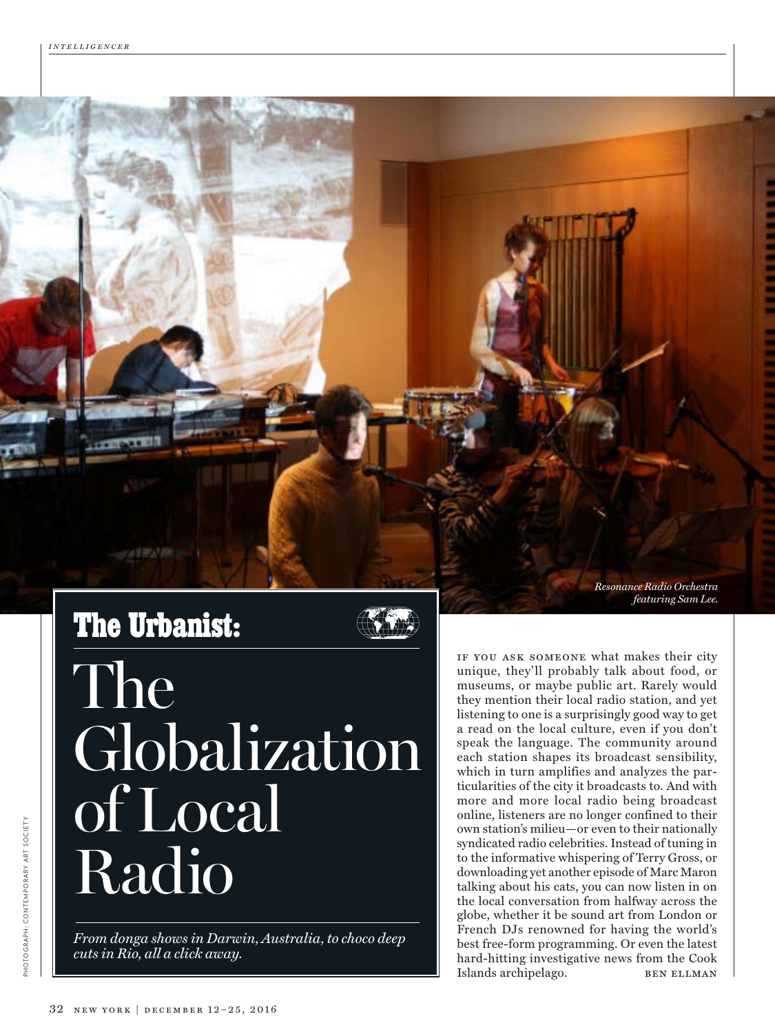## The Urbanist:

# The Globalization of Local Radio

*From donga shows in Darwin, Australia, to choco deep cuts in Rio, all a click away.*

*Resonance Radio Orchestra featuring Sam Lee.*

PHOTOGRAPH: CONTEMPORARY ART SOCIETY

IF YOU ASK SOMEONE what makes their city unique, they'll probably talk about food, or museums, or maybe public art. Rarely would they mention their local radio station, and yet listening to one is a surprisingly good way to get a read on the local culture, even if you don't speak the language. The community around each station shapes its broadcast sensibility, which in turn amplifies and analyzes the particularities of the city it broadcasts to. And with more and more local radio being broadcast online, listeners are no longer confined to their own station's milieu—or even to their nationally syndicated radio celebrities. Instead of tuning in to the informative whispering of Terry Gross, or downloading yet another episode of Marc Maron talking about his cats, you can now listen in on the local conversation from halfway across the globe, whether it be sound art from London or French DJs renowned for having the world's best free-form programming. Or even the latest hard-hitting investigative news from the Cook Islands archipelago. BEN ELLMAN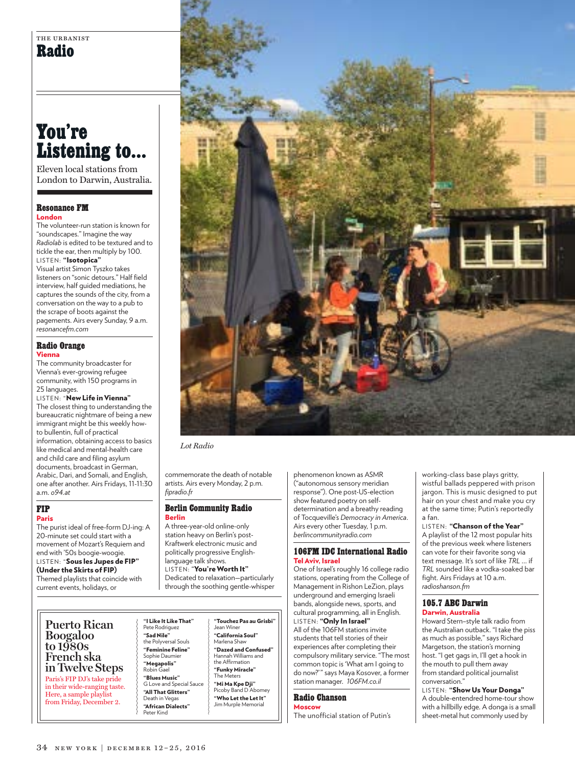THE URBANIST

# Radio

## You're Listening to...

Eleven local stations from London to Darwin, Australia.

### Resonance FM
**London**

The volunteer-run station is known for "soundscapes." Imagine the way *Radiolab* is edited to be textured and to tickle the ear, then multiply by 100.

LISTEN: **"Isotopica"**

Visual artist Simon Tyszko takes listeners on "sonic detours." Half field interview, half guided mediations, he captures the sounds of the city, from a conversation on the way to a pub to the scrape of boots against the pagements. Airs every Sunday, 9 a.m. *resonancefm.com*

### Radio Orange
**Vienna**

The community broadcaster for Vienna's ever-growing refugee community, with 150 programs in 25 languages.

LISTEN: **"New Life in Vienna"**

The closest thing to understanding the bureaucratic nightmare of being a new immigrant might be this weekly how-to bullentin, full of practical information, obtaining access to basics like medical and mental-health care and child care and filing asylum documents, broadcast in German, Arabic, Dari, and Somali, and English, one after another. Airs Fridays, 11-11:30 a.m. *o94.at*

### FIP
**Paris**

The purist ideal of free-form DJ-ing: A 20-minute set could start with a movement of Mozart's Requiem and end with '50s boogie-woogie.

LISTEN: **"Sous les Jupes de FIP" (Under the Skirts of FIP)**

Themed playlists that coincide with current events, holidays, or commemorate the death of notable artists. Airs every Monday, 2 p.m. *fipradio.fr*

### Berlin Community Radio
**Berlin**

A three-year-old online-only station heavy on Berlin's post-Kraftwerk electronic music and politically progressive English-language talk shows.

LISTEN: **"You're Worth It"**

Dedicated to relaxation—particularly through the soothing gentle-whisper phenomenon known as ASMR ("autonomous sensory meridian response"). One post-US-election show featured poetry on self-determination and a breathy reading of Tocqueville's *Democracy in America*. Airs every other Tuesday, 1 p.m. *berlincommunityradio.com*

### 106FM IDC International Radio
**Tel Aviv, Israel**

One of Israel's roughly 16 college radio stations, operating from the College of Management in Rishon LeZion, plays underground and emerging Israeli bands, alongside news, sports, and cultural programming, all in English.

LISTEN: **"Only In Israel"**

All of the 106FM stations invite students that tell stories of their experiences after completing their compulsory military service. "The most common topic is 'What am I going to do now?'" says Maya Kosover, a former station manager. *106FM.co.il*

### Radio Chanson
**Moscow**

The unofficial station of Putin's working-class base plays gritty, wistful ballads peppered with prison jargon. This is music designed to put hair on your chest and make you cry at the same time; Putin's reportedly a fan.

LISTEN: **"Chanson of the Year"**

A playlist of the 12 most popular hits of the previous week where listeners can vote for their favorite song via text message. It's sort of like *TRL* ... if *TRL* sounded like a vodka-soaked bar fight. Airs Fridays at 10 a.m. *radioshanson.fm*

### 105.7 ABC Darwin
**Darwin, Australia**

Howard Stern–style talk radio from the Australian outback. "I take the piss as much as possible," says Richard Margetson, the station's morning host. "I get gags in, I'll get a hook in the mouth to pull them away from standard political journalist conversation."

LISTEN: **"Show Us Your Donga"**

A double-entendred home-tour show with a hillbilly edge. A donga is a small sheet-metal hut commonly used by

*Lot Radio*

---

### Puerto Rican Boogaloo to 1980s French ska in Twelve Steps

Paris's FIP DJ's take pride in their wide-ranging taste. Here, a sample playlist from Friday, December 2.

- **"I Like It Like That"** Pete Rodriguez
- **"Sad Nile"** the Polyversal Souls
- **"Feminine Feline"** Sophie Daumier
- **"Megapolis"** Robin Gael
- **"Blues Music"** G Love and Special Sauce
- **"All That Glitters"** Death in Vegas
- **"African Dialects"** Peter Kind
- **"Touchez Pas au Grisbi"** Jean Winer
- **"California Soul"** Marlena Shaw
- **"Dazed and Confused"** Hannah Williams and the Affirmation
- **"Funky Miracle"** The Meters
- **"Mi Ma Kpe Dji"** Picoby Band D Abomey
- **"Who Let the Let It"** Jim Murple Memorial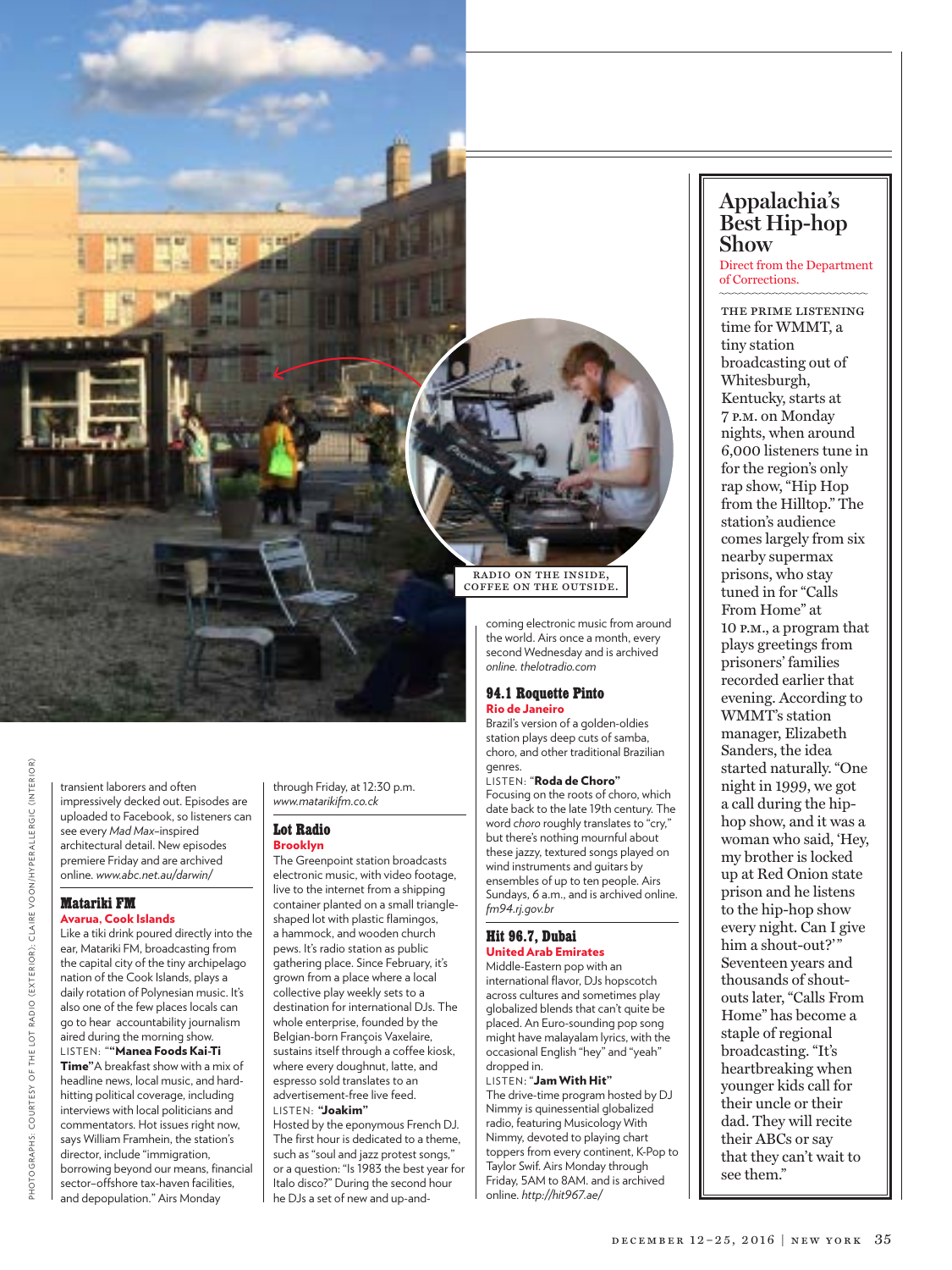RADIO ON THE INSIDE, COFFEE ON THE OUTSIDE.

transient laborers and often impressively decked out. Episodes are uploaded to Facebook, so listeners can see every *Mad Max*–inspired architectural detail. New episodes premiere Friday and are archived online. *www.abc.net.au/darwin/*

### Matariki FM
**Avarua, Cook Islands**

Like a tiki drink poured directly into the ear, Matariki FM, broadcasting from the capital city of the tiny archipelago nation of the Cook Islands, plays a daily rotation of Polynesian music. It's also one of the few places locals can go to hear accountability journalism aired during the morning show.

LISTEN: **""Manea Foods Kai-Ti Time"** A breakfast show with a mix of headline news, local music, and hard-hitting political coverage, including interviews with local politicians and commentators. Hot issues right now, says William Framhein, the station's director, include "immigration, borrowing beyond our means, financial sector–offshore tax-haven facilities, and depopulation." Airs Monday through Friday, at 12:30 p.m. *www.matarikifm.co.ck*

### Lot Radio
**Brooklyn**

The Greenpoint station broadcasts electronic music, with video footage, live to the internet from a shipping container planted on a small triangle-shaped lot with plastic flamingos, a hammock, and wooden church pews. It's radio station as public gathering place. Since February, it's grown from a place where a local collective play weekly sets to a destination for international DJs. The whole enterprise, founded by the Belgian-born François Vaxelaire, sustains itself through a coffee kiosk, where every doughnut, latte, and espresso sold translates to an advertisement-free live feed.

LISTEN: **"Joakim"**
Hosted by the eponymous French DJ. The first hour is dedicated to a theme, such as "soul and jazz protest songs," or a question: "Is 1983 the best year for Italo disco?" During the second hour he DJs a set of new and up-and-coming electronic music from around the world. Airs once a month, every second Wednesday and is archived online. *thelotradio.com*

### 94.1 Roquette Pinto
**Rio de Janeiro**

Brazil's version of a golden-oldies station plays deep cuts of samba, choro, and other traditional Brazilian genres.

LISTEN: **"Roda de Choro"**
Focusing on the roots of choro, which date back to the late 19th century. The word *choro* roughly translates to "cry," but there's nothing mournful about these jazzy, textured songs played on wind instruments and guitars by ensembles of up to ten people. Airs Sundays, 6 a.m., and is archived online. *fm94.rj.gov.br*

### Hit 96.7, Dubai
**United Arab Emirates**

Middle-Eastern pop with an international flavor, DJs hopscotch across cultures and sometimes play globalized blends that can't quite be placed. An Euro-sounding pop song might have malayalam lyrics, with the occasional English "hey" and "yeah" dropped in.

LISTEN: **"Jam With Hit"**
The drive-time program hosted by DJ Nimmy is quinessential globalized radio, featuring Musicology With Nimmy, devoted to playing chart toppers from every continent, K-Pop to Taylor Swif. Airs Monday through Friday, 5AM to 8AM. and is archived online. *http://hit967.ae/*

## Appalachia's Best Hip-hop Show

Direct from the Department of Corrections.

THE PRIME LISTENING time for WMMT, a tiny station broadcasting out of Whitesburgh, Kentucky, starts at 7 P.M. on Monday nights, when around 6,000 listeners tune in for the region's only rap show, "Hip Hop from the Hilltop." The station's audience comes largely from six nearby supermax prisons, who stay tuned in for "Calls From Home" at 10 P.M., a program that plays greetings from prisoners' families recorded earlier that evening. According to WMMT's station manager, Elizabeth Sanders, the idea started naturally. "One night in 1999, we got a call during the hip-hop show, and it was a woman who said, 'Hey, my brother is locked up at Red Onion state prison and he listens to the hip-hop show every night. Can I give him a shout-out?'" Seventeen years and thousands of shout-outs later, "Calls From Home" has become a staple of regional broadcasting. "It's heartbreaking when younger kids call for their uncle or their dad. They will recite their ABCs or say that they can't wait to see them."

PHOTOGRAPHS: COURTESY OF THE LOT RADIO (EXTERIOR); CLAIRE VOON/HYPERALLERGIC (INTERIOR)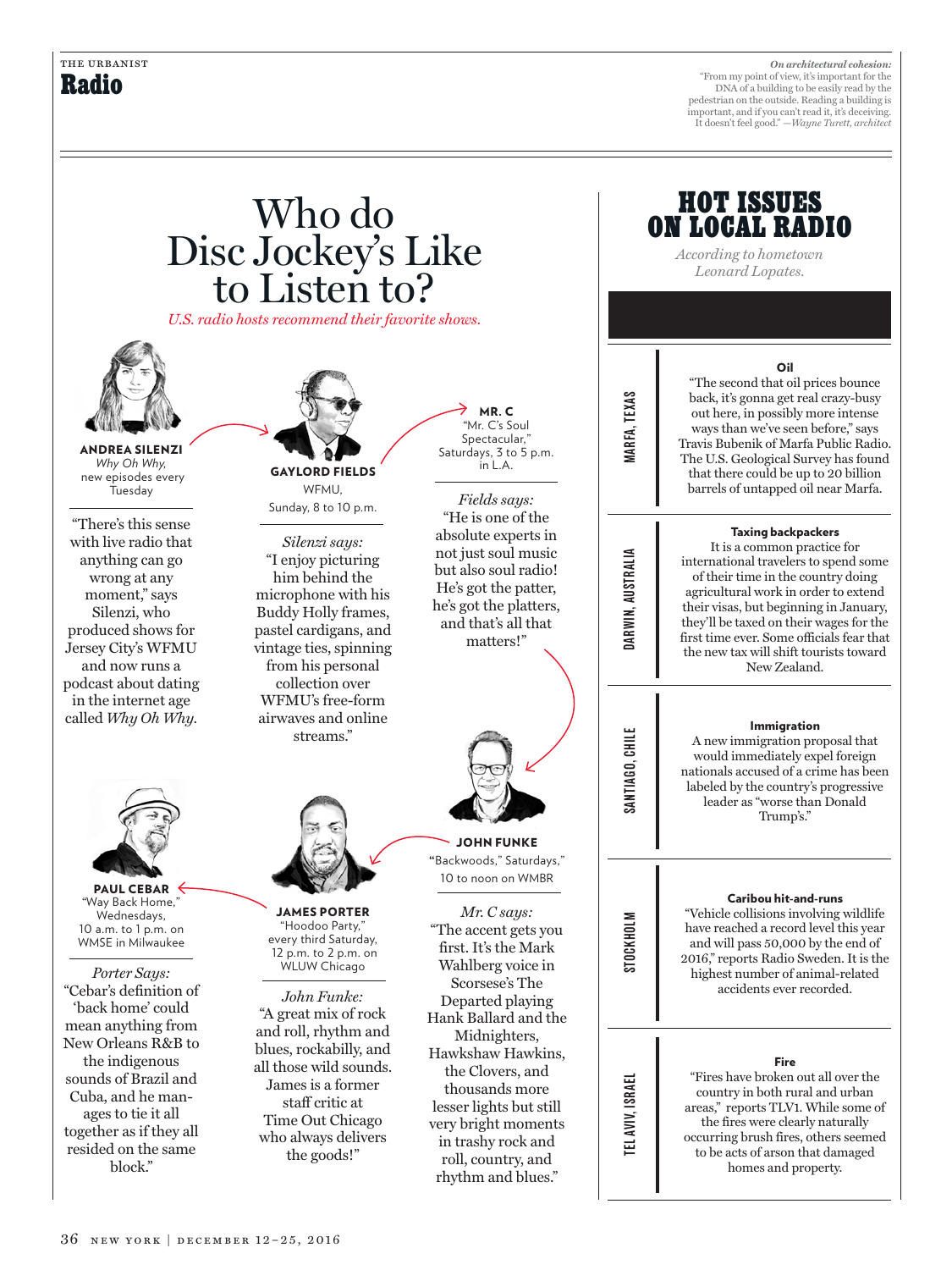THE URBANIST

# Radio

*On architectural cohesion:*
"From my point of view, it's important for the DNA of a building to be easily read by the pedestrian on the outside. Reading a building is important, and if you can't read it, it's deceiving. It doesn't feel good." *—Wayne Turett, architect*

## Who do Disc Jockey's Like to Listen to?

*U.S. radio hosts recommend their favorite shows.*

**ANDREA SILENZI**
*Why Oh Why,*
new episodes every Tuesday

"There's this sense with live radio that anything can go wrong at any moment," says Silenzi, who produced shows for Jersey City's WFMU and now runs a podcast about dating in the internet age called *Why Oh Why*.

**GAYLORD FIELDS**
WFMU,
Sunday, 8 to 10 p.m.

*Silenzi says:*
"I enjoy picturing him behind the microphone with his Buddy Holly frames, pastel cardigans, and vintage ties, spinning from his personal collection over WFMU's free-form airwaves and online streams."

**MR. C**
"Mr. C's Soul Spectacular,"
Saturdays, 3 to 5 p.m. in L.A.

*Fields says:*
"He is one of the absolute experts in not just soul music but also soul radio! He's got the patter, he's got the platters, and that's all that matters!"

**JOHN FUNKE**
"Backwoods," Saturdays,
10 to noon on WMBR

*Mr. C says:*
"The accent gets you first. It's the Mark Wahlberg voice in Scorsese's The Departed playing Hank Ballard and the Midnighters, Hawkshaw Hawkins, the Clovers, and thousands more lesser lights but still very bright moments in trashy rock and roll, country, and rhythm and blues."

**JAMES PORTER**
"Hoodoo Party,"
every third Saturday,
12 p.m. to 2 p.m. on WLUW Chicago

*John Funke:*
"A great mix of rock and roll, rhythm and blues, rockabilly, and all those wild sounds. James is a former staff critic at Time Out Chicago who always delivers the goods!"

**PAUL CEBAR**
"Way Back Home,"
Wednesdays,
10 a.m. to 1 p.m. on WMSE in Milwaukee

*Porter Says:*
"Cebar's definition of 'back home' could mean anything from New Orleans R&B to the indigenous sounds of Brazil and Cuba, and he manages to tie it all together as if they all resided on the same block."

## HOT ISSUES ON LOCAL RADIO

*According to hometown Leonard Lopates.*

**MARFA, TEXAS**

**Oil**

"The second that oil prices bounce back, it's gonna get real crazy-busy out here, in possibly more intense ways than we've seen before," says Travis Bubenik of Marfa Public Radio. The U.S. Geological Survey has found that there could be up to 20 billion barrels of untapped oil near Marfa.

**DARWIN, AUSTRALIA**

**Taxing backpackers**

It is a common practice for international travelers to spend some of their time in the country doing agricultural work in order to extend their visas, but beginning in January, they'll be taxed on their wages for the first time ever. Some officials fear that the new tax will shift tourists toward New Zealand.

**SANTIAGO, CHILE**

**Immigration**

A new immigration proposal that would immediately expel foreign nationals accused of a crime has been labeled by the country's progressive leader as "worse than Donald Trump's."

**STOCKHOLM**

**Caribou hit-and-runs**

"Vehicle collisions involving wildlife have reached a record level this year and will pass 50,000 by the end of 2016," reports Radio Sweden. It is the highest number of animal-related accidents ever recorded.

**TEL AVIV, ISRAEL**

**Fire**

"Fires have broken out all over the country in both rural and urban areas," reports TLV1. While some of the fires were clearly naturally occurring brush fires, others seemed to be acts of arson that damaged homes and property.